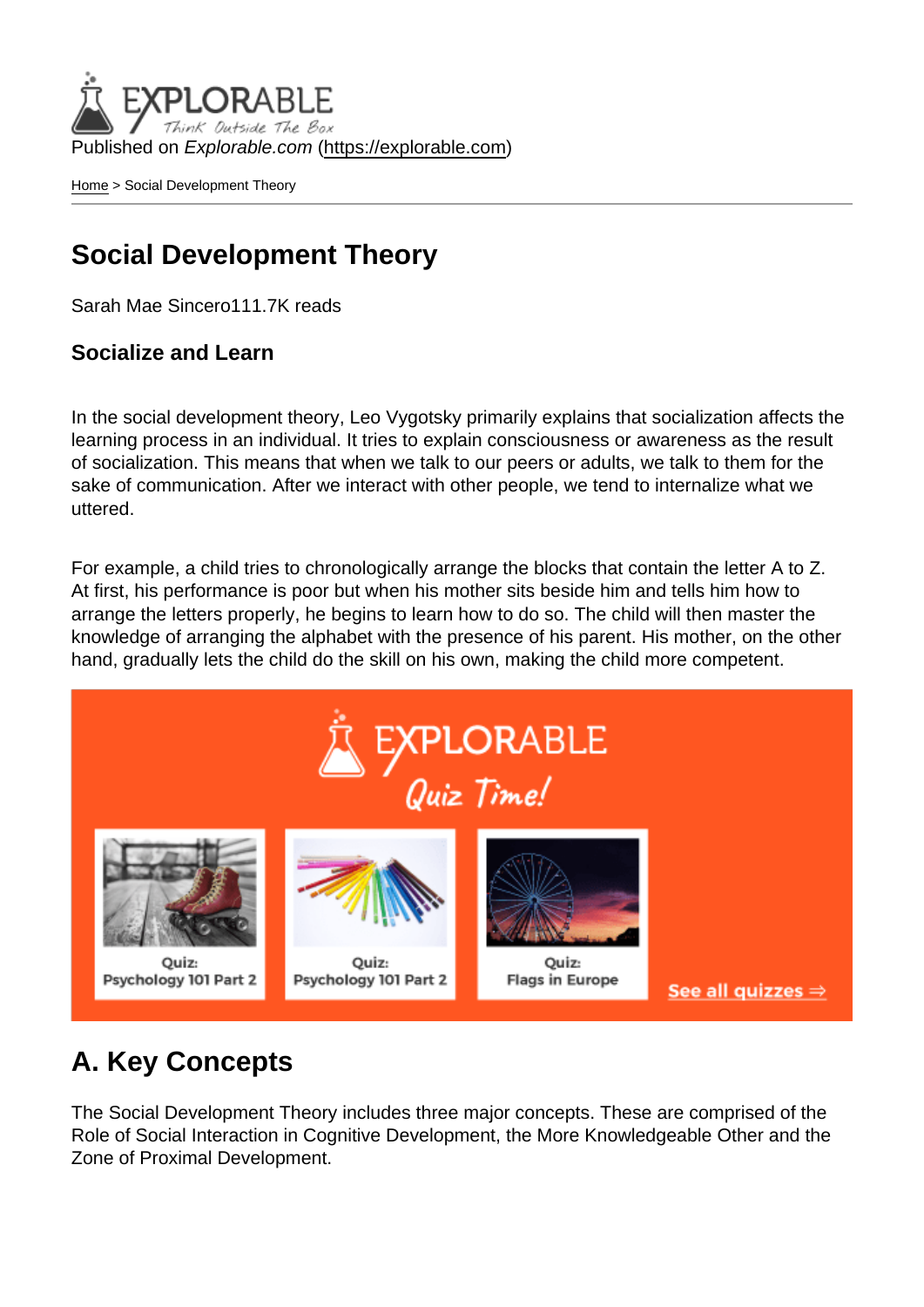Published on *Explorable.com* (https://explorable.com)

Home > Social Development Theory

# Social Development Theory

Sarah Mae Sincero111.7K reads

### Socialize and Learn

In the social development theory, Leo Vygotsky primarily explains that socialization affects the learning process in an individual. It tries to explain consciousness or awareness as the result of socialization. This means that when we talk to our peers or adults, we talk to them for the sake of communication. After we interact with other people, we tend to internalize what we uttered.

For example, a child tries to chronologically arrange the blocks that contain the letter A to Z. At first, his performance is poor but when his mother sits beside him and tells him how to arrange the letters properly, he begins to learn how to do so. The child will then master the knowledge of arranging the alphabet with the presence of his parent. His mother, on the other hand, gradually lets the child do the skill on his own, making the child more competent.

## A. Key Concepts

The Social Development Theory includes three major concepts. These are comprised of the Role of Social Interaction in Cognitive Development, the More Knowledgeable Other and the Zone of Proximal Development.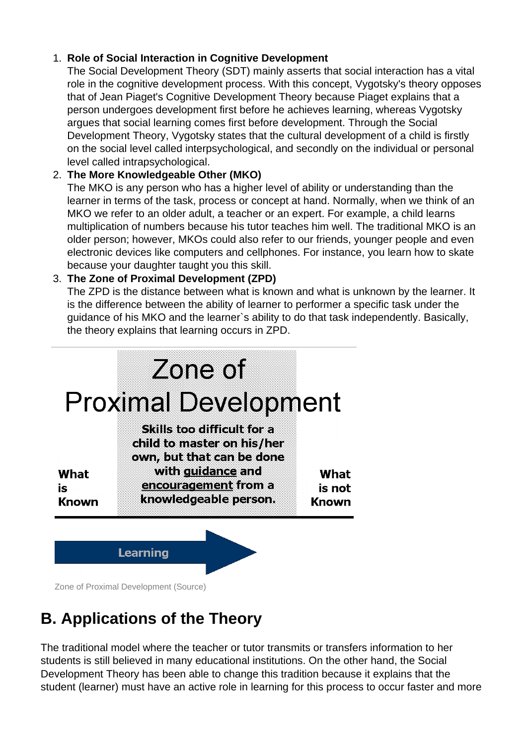1. **Role of Social Interaction in Cognitive Development**
   The Social Development Theory (SDT) mainly asserts that social interaction has a vital role in the cognitive development process. With this concept, Vygotsky's theory opposes that of Jean Piaget's Cognitive Development Theory because Piaget explains that a person undergoes development first before he achieves learning, whereas Vygotsky argues that social learning comes first before development. Through the Social Development Theory, Vygotsky states that the cultural development of a child is firstly on the social level called interpsychological, and secondly on the individual or personal level called intrapsychological.
2. **The More Knowledgeable Other (MKO)**
   The MKO is any person who has a higher level of ability or understanding than the learner in terms of the task, process or concept at hand. Normally, when we think of an MKO we refer to an older adult, a teacher or an expert. For example, a child learns multiplication of numbers because his tutor teaches him well. The traditional MKO is an older person; however, MKOs could also refer to our friends, younger people and even electronic devices like computers and cellphones. For instance, you learn how to skate because your daughter taught you this skill.
3. **The Zone of Proximal Development (ZPD)**
   The ZPD is the distance between what is known and what is unknown by the learner. It is the difference between the ability of learner to performer a specific task under the guidance of his MKO and the learner`s ability to do that task independently. Basically, the theory explains that learning occurs in ZPD.

Zone of Proximal Development

What is Known | Skills too difficult for a child to master on his/her own, but that can be done with guidance and encouragement from a knowledgeable person. | What is not Known

Learning

Zone of Proximal Development (Source)

## B. Applications of the Theory

The traditional model where the teacher or tutor transmits or transfers information to her students is still believed in many educational institutions. On the other hand, the Social Development Theory has been able to change this tradition because it explains that the student (learner) must have an active role in learning for this process to occur faster and more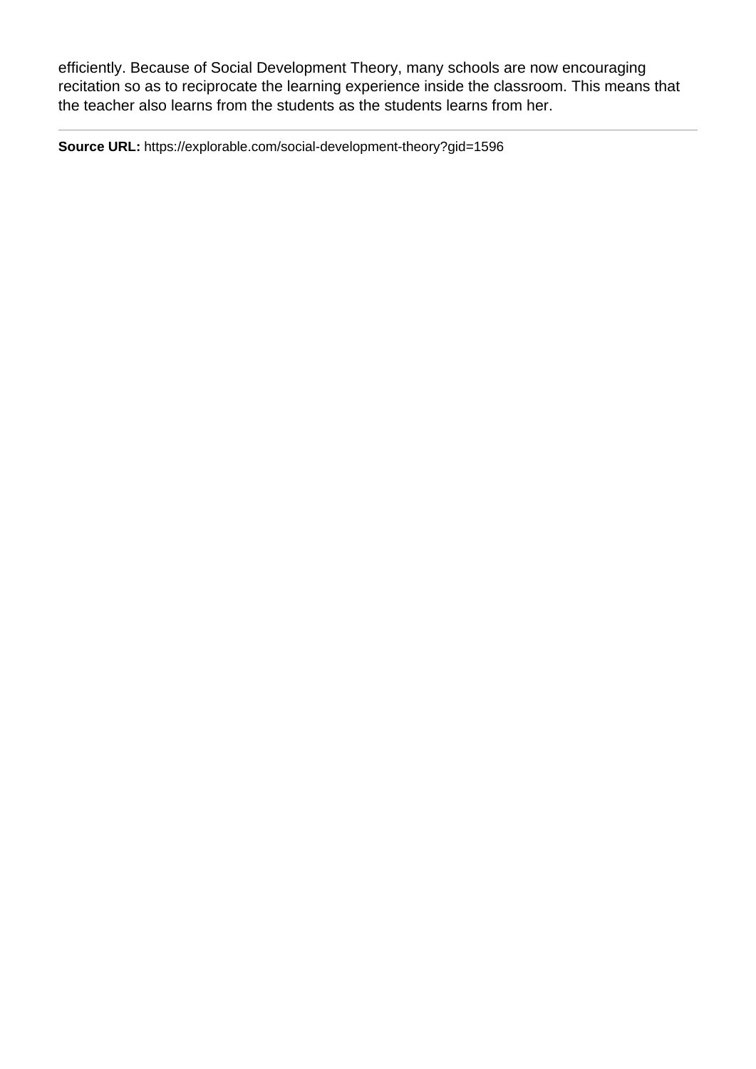efficiently. Because of Social Development Theory, many schools are now encouraging recitation so as to reciprocate the learning experience inside the classroom. This means that the teacher also learns from the students as the students learns from her.

---

**Source URL:** https://explorable.com/social-development-theory?gid=1596